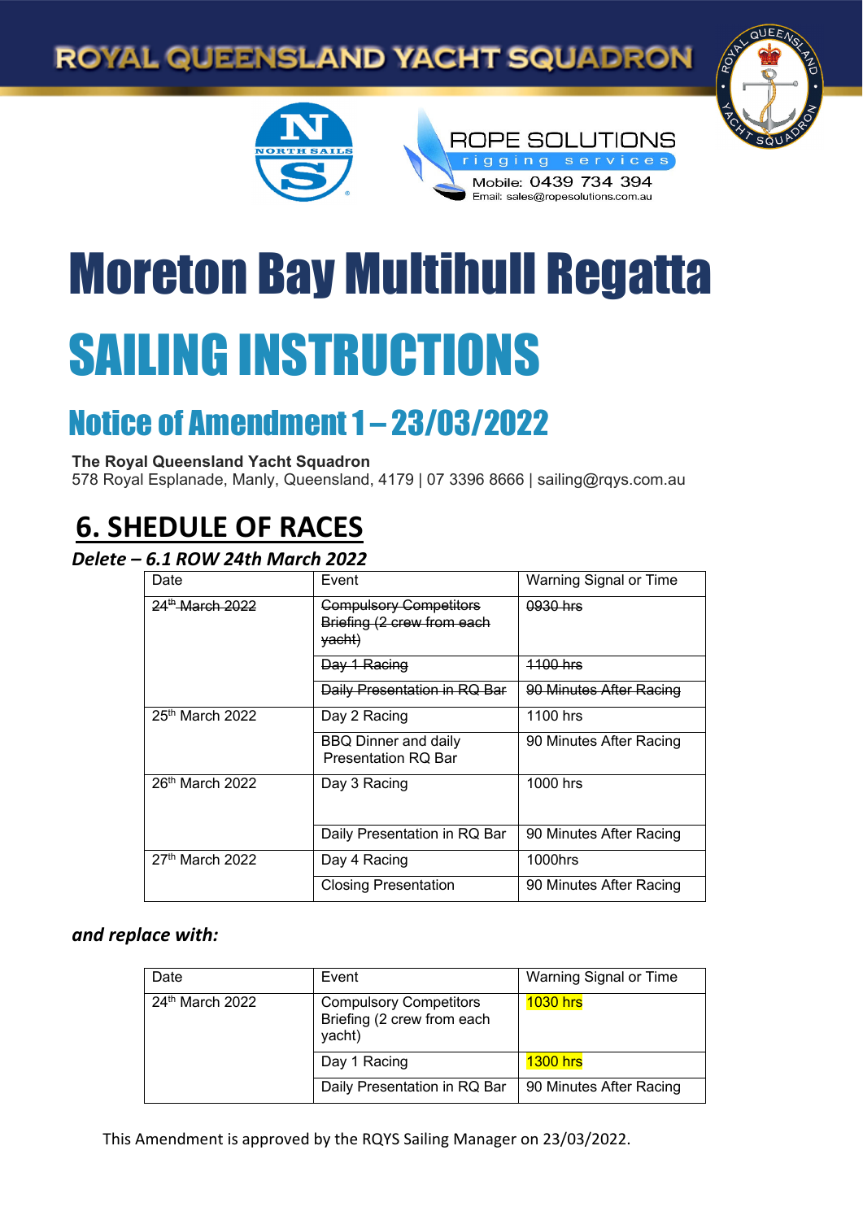ROYAL QUEENSLAND YACHT SQUADRON

ROPE SOLUTIONS
rigging services
Mobile: 0439 734 394
Email: sales@ropesolutions.com.au

# Moreton Bay Multihull Regatta

# SAILING INSTRUCTIONS

## Notice of Amendment 1 – 23/03/2022

**The Royal Queensland Yacht Squadron**
578 Royal Esplanade, Manly, Queensland, 4179 | 07 3396 8666 | sailing@rqys.com.au

## 6. SHEDULE OF RACES

***Delete – 6.1 ROW 24th March 2022***

| Date | Event | Warning Signal or Time |
|---|---|---|
| ~~24th March 2022~~ | ~~Compulsory Competitors Briefing (2 crew from each yacht)~~ | ~~0930 hrs~~ |
| | ~~Day 1 Racing~~ | ~~1100 hrs~~ |
| | ~~Daily Presentation in RQ Bar~~ | ~~90 Minutes After Racing~~ |
| 25th March 2022 | Day 2 Racing | 1100 hrs |
| | BBQ Dinner and daily Presentation RQ Bar | 90 Minutes After Racing |
| 26th March 2022 | Day 3 Racing | 1000 hrs |
| | Daily Presentation in RQ Bar | 90 Minutes After Racing |
| 27th March 2022 | Day 4 Racing | 1000hrs |
| | Closing Presentation | 90 Minutes After Racing |

***and replace with:***

| Date | Event | Warning Signal or Time |
|---|---|---|
| 24th March 2022 | Compulsory Competitors Briefing (2 crew from each yacht) | 1030 hrs |
| | Day 1 Racing | 1300 hrs |
| | Daily Presentation in RQ Bar | 90 Minutes After Racing |

This Amendment is approved by the RQYS Sailing Manager on 23/03/2022.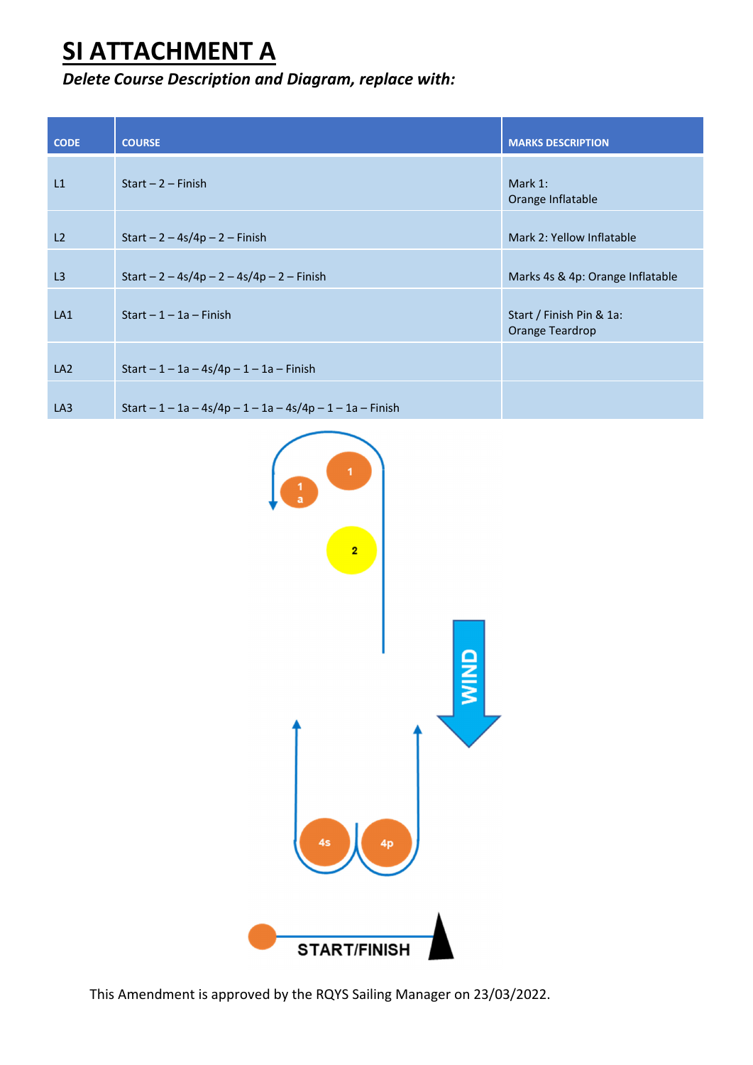# SI ATTACHMENT A

***Delete Course Description and Diagram, replace with:***

| CODE | COURSE | MARKS DESCRIPTION |
|---|---|---|
| L1 | Start – 2 – Finish | Mark 1: Orange Inflatable |
| L2 | Start – 2 – 4s/4p – 2 – Finish | Mark 2: Yellow Inflatable |
| L3 | Start – 2 – 4s/4p – 2 – 4s/4p – 2 – Finish | Marks 4s & 4p: Orange Inflatable |
| LA1 | Start – 1 – 1a – Finish | Start / Finish Pin & 1a: Orange Teardrop |
| LA2 | Start – 1 – 1a – 4s/4p – 1 – 1a – Finish | |
| LA3 | Start – 1 – 1a – 4s/4p – 1 – 1a – 4s/4p – 1 – 1a – Finish | |

1

1a

2

WIND

4s

4p

START/FINISH

This Amendment is approved by the RQYS Sailing Manager on 23/03/2022.